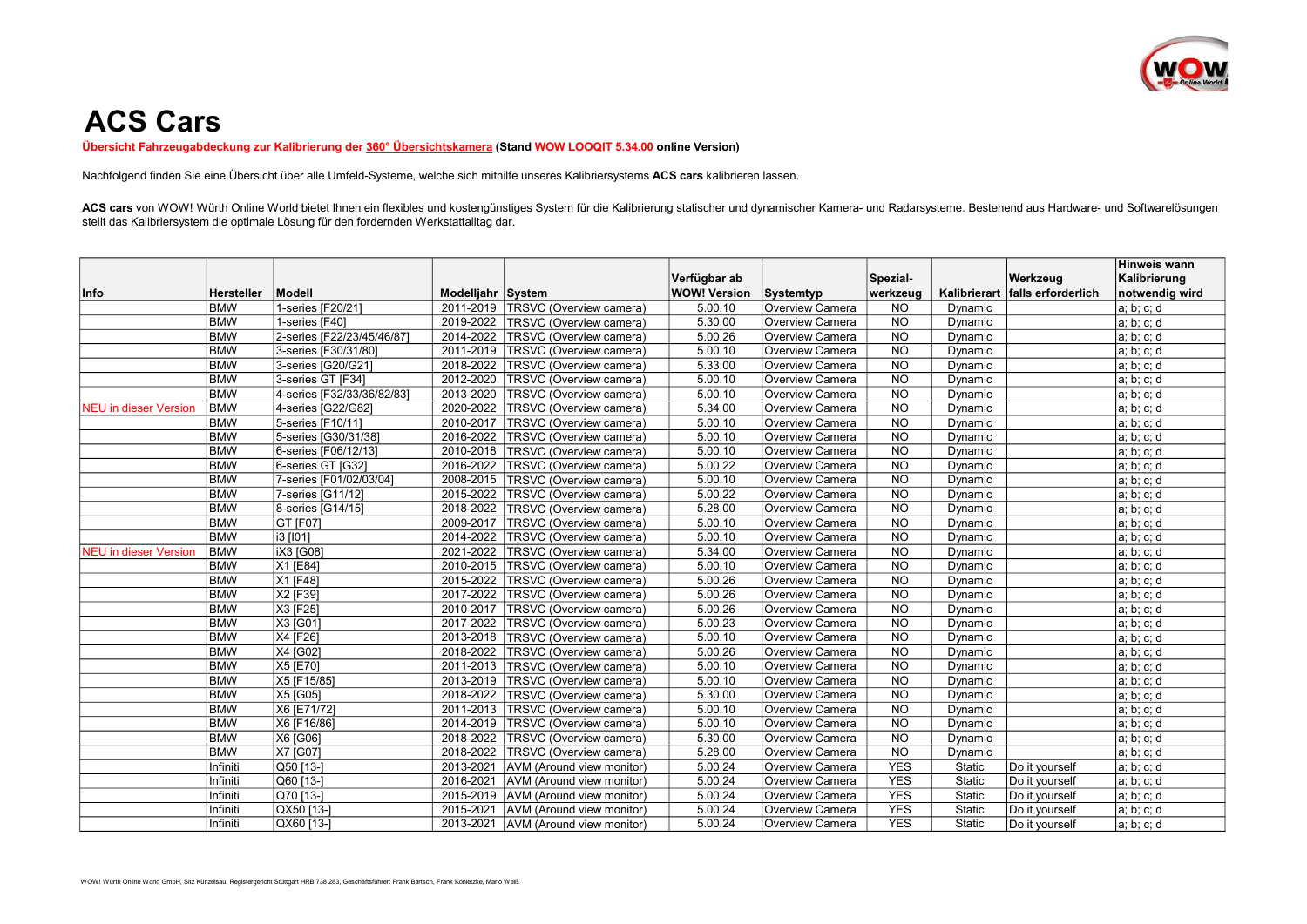# ACS Cars

**Übersicht Fahrzeugabdeckung zur Kalibrierung der 360° Übersichtskamera (Stand WOW LOOQIT 5.34.00 online Version)**

Nachfolgend finden Sie eine Übersicht über alle Umfeld-Systeme, welche sich mithilfe unseres Kalibriersystems **ACS cars** kalibrieren lassen.

**ACS cars** von WOW! Würth Online World bietet Ihnen ein flexibles und kostengünstiges System für die Kalibrierung statischer und dynamischer Kamera- und Radarsysteme. Bestehend aus Hardware- und Softwarelösungen stellt das Kalibriersystem die optimale Lösung für den fordernden Werkstattalltag dar.

| Info | Hersteller | Modell | Modelljahr | System | Verfügbar ab WOW! Version | Systemtyp | Spezial-werkzeug | Kalibrierart | Werkzeug falls erforderlich | Hinweis wann Kalibrierung notwendig wird |
|---|---|---|---|---|---|---|---|---|---|---|
| | BMW | 1-series [F20/21] | 2011-2019 | TRSVC (Overview camera) | 5.00.10 | Overview Camera | NO | Dynamic | | a; b; c; d |
| | BMW | 1-series [F40] | 2019-2022 | TRSVC (Overview camera) | 5.30.00 | Overview Camera | NO | Dynamic | | a; b; c; d |
| | BMW | 2-series [F22/23/45/46/87] | 2014-2022 | TRSVC (Overview camera) | 5.00.26 | Overview Camera | NO | Dynamic | | a; b; c; d |
| | BMW | 3-series [F30/31/80] | 2011-2019 | TRSVC (Overview camera) | 5.00.10 | Overview Camera | NO | Dynamic | | a; b; c; d |
| | BMW | 3-series [G20/G21] | 2018-2022 | TRSVC (Overview camera) | 5.33.00 | Overview Camera | NO | Dynamic | | a; b; c; d |
| | BMW | 3-series GT [F34] | 2012-2020 | TRSVC (Overview camera) | 5.00.10 | Overview Camera | NO | Dynamic | | a; b; c; d |
| | BMW | 4-series [F32/33/36/82/83] | 2013-2020 | TRSVC (Overview camera) | 5.00.10 | Overview Camera | NO | Dynamic | | a; b; c; d |
| NEU in dieser Version | BMW | 4-series [G22/G82] | 2020-2022 | TRSVC (Overview camera) | 5.34.00 | Overview Camera | NO | Dynamic | | a; b; c; d |
| | BMW | 5-series [F10/11] | 2010-2017 | TRSVC (Overview camera) | 5.00.10 | Overview Camera | NO | Dynamic | | a; b; c; d |
| | BMW | 5-series [G30/31/38] | 2016-2022 | TRSVC (Overview camera) | 5.00.10 | Overview Camera | NO | Dynamic | | a; b; c; d |
| | BMW | 6-series [F06/12/13] | 2010-2018 | TRSVC (Overview camera) | 5.00.10 | Overview Camera | NO | Dynamic | | a; b; c; d |
| | BMW | 6-series GT [G32] | 2016-2022 | TRSVC (Overview camera) | 5.00.22 | Overview Camera | NO | Dynamic | | a; b; c; d |
| | BMW | 7-series [F01/02/03/04] | 2008-2015 | TRSVC (Overview camera) | 5.00.10 | Overview Camera | NO | Dynamic | | a; b; c; d |
| | BMW | 7-series [G11/12] | 2015-2022 | TRSVC (Overview camera) | 5.00.22 | Overview Camera | NO | Dynamic | | a; b; c; d |
| | BMW | 8-series [G14/15] | 2018-2022 | TRSVC (Overview camera) | 5.28.00 | Overview Camera | NO | Dynamic | | a; b; c; d |
| | BMW | GT [F07] | 2009-2017 | TRSVC (Overview camera) | 5.00.10 | Overview Camera | NO | Dynamic | | a; b; c; d |
| | BMW | i3 [I01] | 2014-2022 | TRSVC (Overview camera) | 5.00.10 | Overview Camera | NO | Dynamic | | a; b; c; d |
| NEU in dieser Version | BMW | iX3 [G08] | 2021-2022 | TRSVC (Overview camera) | 5.34.00 | Overview Camera | NO | Dynamic | | a; b; c; d |
| | BMW | X1 [E84] | 2010-2015 | TRSVC (Overview camera) | 5.00.10 | Overview Camera | NO | Dynamic | | a; b; c; d |
| | BMW | X1 [F48] | 2015-2022 | TRSVC (Overview camera) | 5.00.26 | Overview Camera | NO | Dynamic | | a; b; c; d |
| | BMW | X2 [F39] | 2017-2022 | TRSVC (Overview camera) | 5.00.26 | Overview Camera | NO | Dynamic | | a; b; c; d |
| | BMW | X3 [F25] | 2010-2017 | TRSVC (Overview camera) | 5.00.26 | Overview Camera | NO | Dynamic | | a; b; c; d |
| | BMW | X3 [G01] | 2017-2022 | TRSVC (Overview camera) | 5.00.23 | Overview Camera | NO | Dynamic | | a; b; c; d |
| | BMW | X4 [F26] | 2013-2018 | TRSVC (Overview camera) | 5.00.10 | Overview Camera | NO | Dynamic | | a; b; c; d |
| | BMW | X4 [G02] | 2018-2022 | TRSVC (Overview camera) | 5.00.26 | Overview Camera | NO | Dynamic | | a; b; c; d |
| | BMW | X5 [E70] | 2011-2013 | TRSVC (Overview camera) | 5.00.10 | Overview Camera | NO | Dynamic | | a; b; c; d |
| | BMW | X5 [F15/85] | 2013-2019 | TRSVC (Overview camera) | 5.00.10 | Overview Camera | NO | Dynamic | | a; b; c; d |
| | BMW | X5 [G05] | 2018-2022 | TRSVC (Overview camera) | 5.30.00 | Overview Camera | NO | Dynamic | | a; b; c; d |
| | BMW | X6 [E71/72] | 2011-2013 | TRSVC (Overview camera) | 5.00.10 | Overview Camera | NO | Dynamic | | a; b; c; d |
| | BMW | X6 [F16/86] | 2014-2019 | TRSVC (Overview camera) | 5.00.10 | Overview Camera | NO | Dynamic | | a; b; c; d |
| | BMW | X6 [G06] | 2018-2022 | TRSVC (Overview camera) | 5.30.00 | Overview Camera | NO | Dynamic | | a; b; c; d |
| | BMW | X7 [G07] | 2018-2022 | TRSVC (Overview camera) | 5.28.00 | Overview Camera | NO | Dynamic | | a; b; c; d |
| | Infiniti | Q50 [13-] | 2013-2021 | AVM (Around view monitor) | 5.00.24 | Overview Camera | YES | Static | Do it yourself | a; b; c; d |
| | Infiniti | Q60 [13-] | 2016-2021 | AVM (Around view monitor) | 5.00.24 | Overview Camera | YES | Static | Do it yourself | a; b; c; d |
| | Infiniti | Q70 [13-] | 2015-2019 | AVM (Around view monitor) | 5.00.24 | Overview Camera | YES | Static | Do it yourself | a; b; c; d |
| | Infiniti | QX50 [13-] | 2015-2021 | AVM (Around view monitor) | 5.00.24 | Overview Camera | YES | Static | Do it yourself | a; b; c; d |
| | Infiniti | QX60 [13-] | 2013-2021 | AVM (Around view monitor) | 5.00.24 | Overview Camera | YES | Static | Do it yourself | a; b; c; d |

WOW! Würth Online World GmbH, Sitz Künzelsau, Registergericht Stuttgart HRB 738 283, Geschäftsführer: Frank Bartsch, Frank Konietzke, Mario Weiß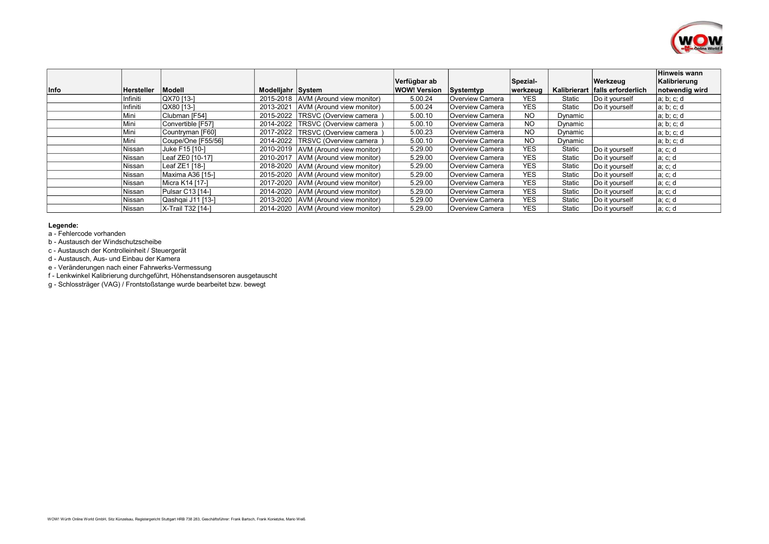| Info | Hersteller | Modell | Modelljahr | System | Verfügbar ab WOW! Version | Systemtyp | Spezial-werkzeug | Kalibrierart | Werkzeug falls erforderlich | Hinweis wann Kalibrierung notwendig wird |
|---|---|---|---|---|---|---|---|---|---|---|
| | Infiniti | QX70 [13-] | 2015-2018 | AVM (Around view monitor) | 5.00.24 | Overview Camera | YES | Static | Do it yourself | a; b; c; d |
| | Infiniti | QX80 [13-] | 2013-2021 | AVM (Around view monitor) | 5.00.24 | Overview Camera | YES | Static | Do it yourself | a; b; c; d |
| | Mini | Clubman [F54] | 2015-2022 | TRSVC (Overview camera ) | 5.00.10 | Overview Camera | NO | Dynamic | | a; b; c; d |
| | Mini | Convertible [F57] | 2014-2022 | TRSVC (Overview camera ) | 5.00.10 | Overview Camera | NO | Dynamic | | a; b; c; d |
| | Mini | Countryman [F60] | 2017-2022 | TRSVC (Overview camera ) | 5.00.23 | Overview Camera | NO | Dynamic | | a; b; c; d |
| | Mini | Coupe/One [F55/56] | 2014-2022 | TRSVC (Overview camera ) | 5.00.10 | Overview Camera | NO | Dynamic | | a; b; c; d |
| | Nissan | Juke F15 [10-] | 2010-2019 | AVM (Around view monitor) | 5.29.00 | Overview Camera | YES | Static | Do it yourself | a; c; d |
| | Nissan | Leaf ZE0 [10-17] | 2010-2017 | AVM (Around view monitor) | 5.29.00 | Overview Camera | YES | Static | Do it yourself | a; c; d |
| | Nissan | Leaf ZE1 [18-] | 2018-2020 | AVM (Around view monitor) | 5.29.00 | Overview Camera | YES | Static | Do it yourself | a; c; d |
| | Nissan | Maxima A36 [15-] | 2015-2020 | AVM (Around view monitor) | 5.29.00 | Overview Camera | YES | Static | Do it yourself | a; c; d |
| | Nissan | Micra K14 [17-] | 2017-2020 | AVM (Around view monitor) | 5.29.00 | Overview Camera | YES | Static | Do it yourself | a; c; d |
| | Nissan | Pulsar C13 [14-] | 2014-2020 | AVM (Around view monitor) | 5.29.00 | Overview Camera | YES | Static | Do it yourself | a; c; d |
| | Nissan | Qashqai J11 [13-] | 2013-2020 | AVM (Around view monitor) | 5.29.00 | Overview Camera | YES | Static | Do it yourself | a; c; d |
| | Nissan | X-Trail T32 [14-] | 2014-2020 | AVM (Around view monitor) | 5.29.00 | Overview Camera | YES | Static | Do it yourself | a; c; d |

**Legende:**

a - Fehlercode vorhanden
b - Austausch der Windschutzscheibe
c - Austausch der Kontrolleinheit / Steuergerät
d - Austausch, Aus- und Einbau der Kamera
e - Veränderungen nach einer Fahrwerks-Vermessung
f - Lenkwinkel Kalibrierung durchgeführt, Höhenstandsensoren ausgetauscht
g - Schlossträger (VAG) / Frontstoßstange wurde bearbeitet bzw. bewegt

WOW! Würth Online World GmbH, Sitz Künzelsau, Registergericht Stuttgart HRB 738 283, Geschäftsführer: Frank Bartsch, Frank Konietzke, Mario Weiß